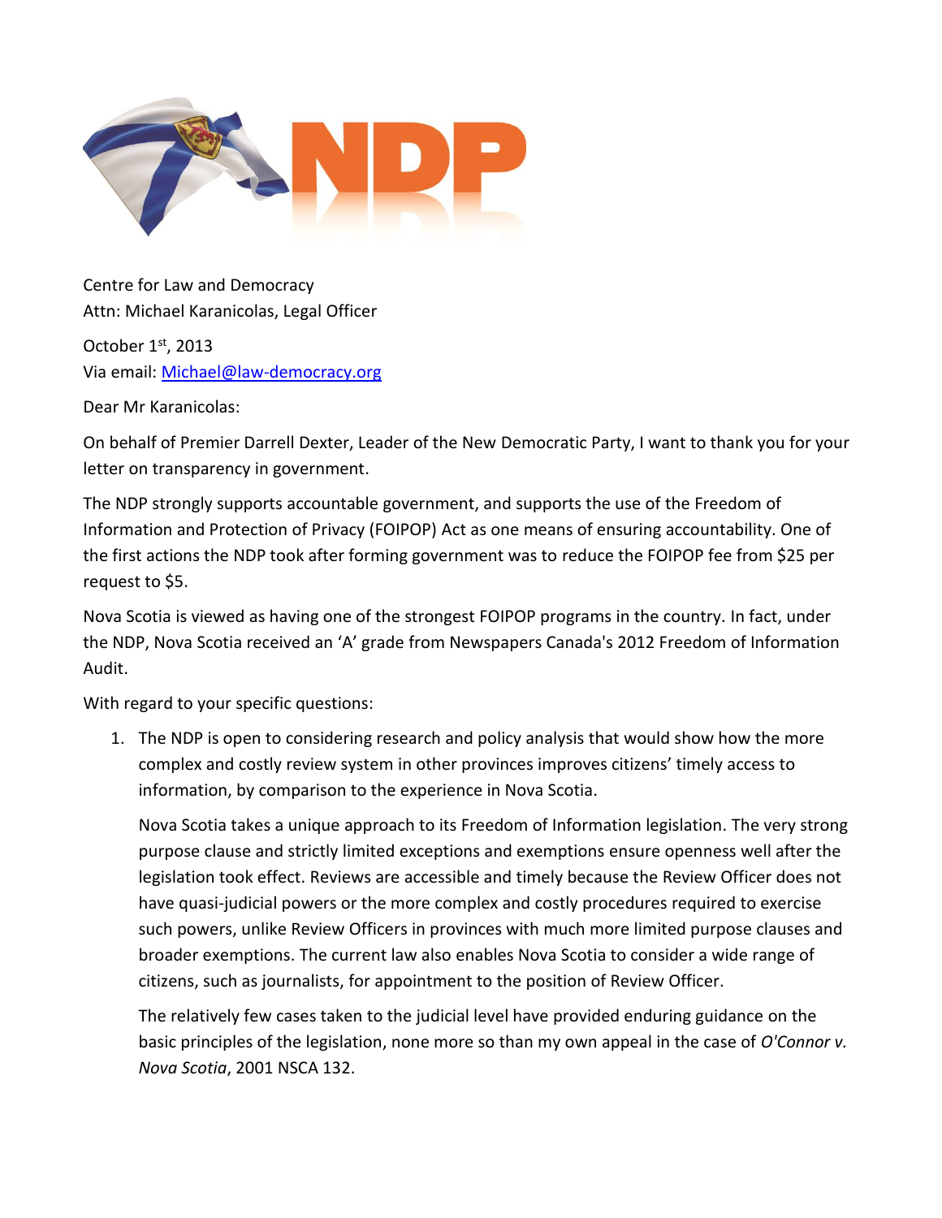Centre for Law and Democracy
Attn: Michael Karanicolas, Legal Officer

October 1st, 2013
Via email: Michael@law-democracy.org

Dear Mr Karanicolas:

On behalf of Premier Darrell Dexter, Leader of the New Democratic Party, I want to thank you for your letter on transparency in government.

The NDP strongly supports accountable government, and supports the use of the Freedom of Information and Protection of Privacy (FOIPOP) Act as one means of ensuring accountability. One of the first actions the NDP took after forming government was to reduce the FOIPOP fee from $25 per request to $5.

Nova Scotia is viewed as having one of the strongest FOIPOP programs in the country. In fact, under the NDP, Nova Scotia received an 'A' grade from Newspapers Canada's 2012 Freedom of Information Audit.

With regard to your specific questions:

1. The NDP is open to considering research and policy analysis that would show how the more complex and costly review system in other provinces improves citizens' timely access to information, by comparison to the experience in Nova Scotia.

   Nova Scotia takes a unique approach to its Freedom of Information legislation. The very strong purpose clause and strictly limited exceptions and exemptions ensure openness well after the legislation took effect. Reviews are accessible and timely because the Review Officer does not have quasi-judicial powers or the more complex and costly procedures required to exercise such powers, unlike Review Officers in provinces with much more limited purpose clauses and broader exemptions. The current law also enables Nova Scotia to consider a wide range of citizens, such as journalists, for appointment to the position of Review Officer.

   The relatively few cases taken to the judicial level have provided enduring guidance on the basic principles of the legislation, none more so than my own appeal in the case of *O'Connor v. Nova Scotia*, 2001 NSCA 132.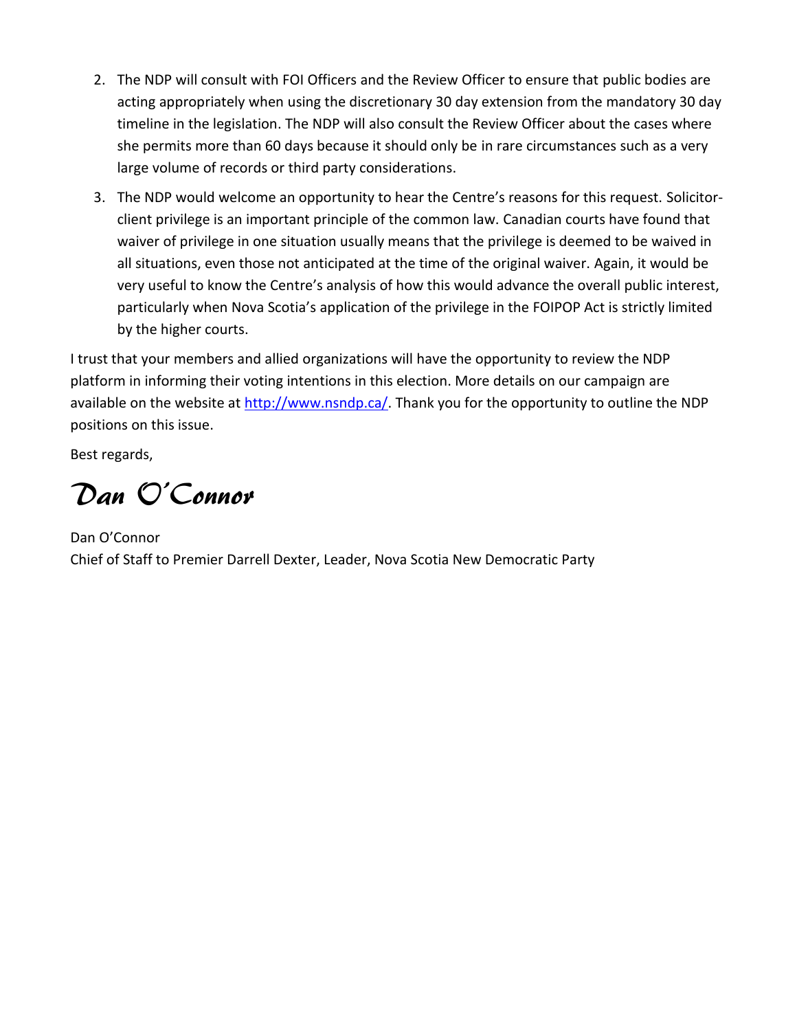2. The NDP will consult with FOI Officers and the Review Officer to ensure that public bodies are acting appropriately when using the discretionary 30 day extension from the mandatory 30 day timeline in the legislation. The NDP will also consult the Review Officer about the cases where she permits more than 60 days because it should only be in rare circumstances such as a very large volume of records or third party considerations.
3. The NDP would welcome an opportunity to hear the Centre's reasons for this request. Solicitor-client privilege is an important principle of the common law. Canadian courts have found that waiver of privilege in one situation usually means that the privilege is deemed to be waived in all situations, even those not anticipated at the time of the original waiver. Again, it would be very useful to know the Centre's analysis of how this would advance the overall public interest, particularly when Nova Scotia's application of the privilege in the FOIPOP Act is strictly limited by the higher courts.

I trust that your members and allied organizations will have the opportunity to review the NDP platform in informing their voting intentions in this election. More details on our campaign are available on the website at [http://www.nsndp.ca/](http://www.nsndp.ca/). Thank you for the opportunity to outline the NDP positions on this issue.

Best regards,

*Dan O'Connor*

Dan O'Connor
Chief of Staff to Premier Darrell Dexter, Leader, Nova Scotia New Democratic Party